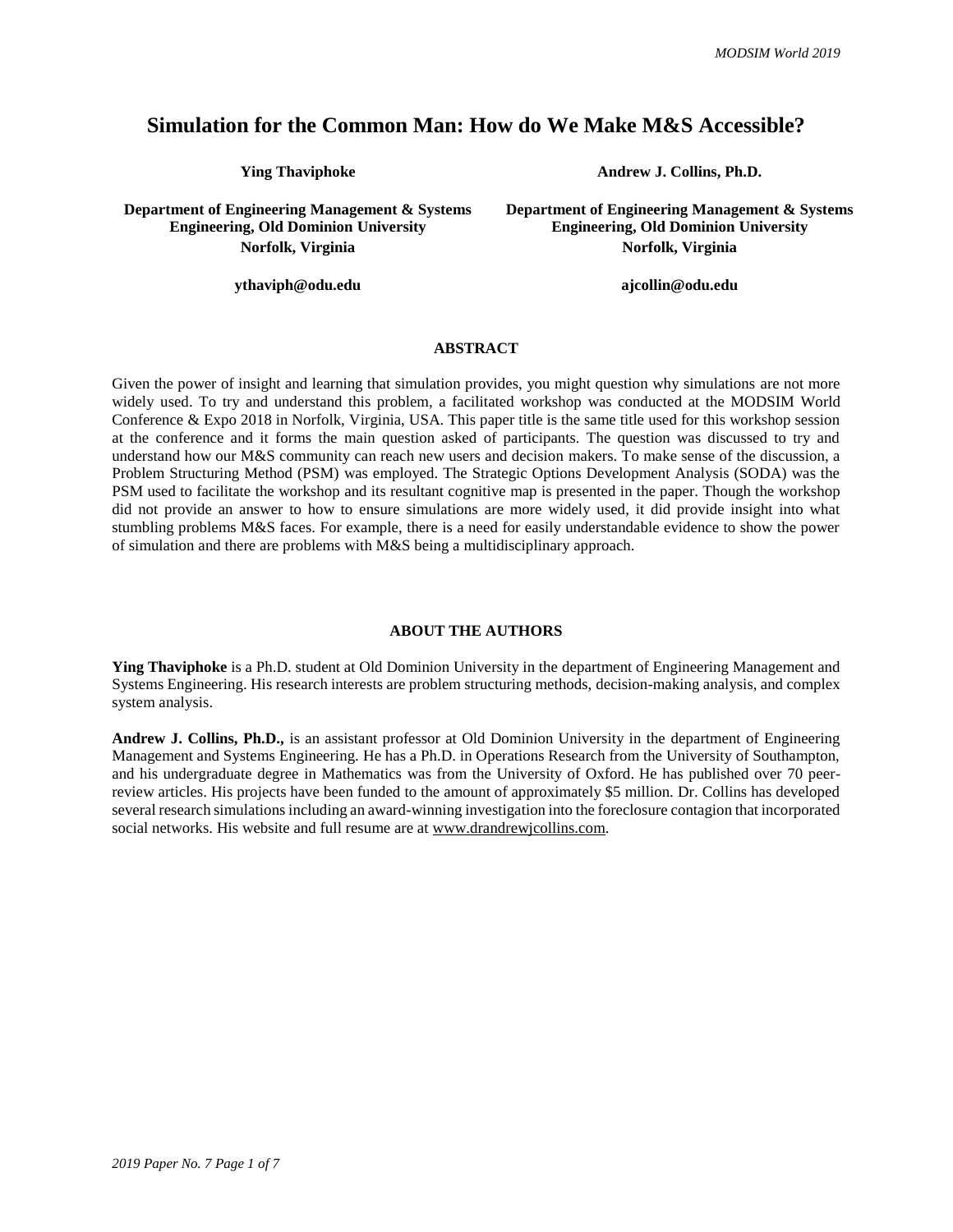# Simulation for the Common Man: How do We Make M&S Accessible?

**Ying Thaviphoke**

**Department of Engineering Management & Systems Engineering, Old Dominion University**
**Norfolk, Virginia**

**ythaviph@odu.edu**

**Andrew J. Collins, Ph.D.**

**Department of Engineering Management & Systems Engineering, Old Dominion University**
**Norfolk, Virginia**

**ajcollin@odu.edu**

## ABSTRACT

Given the power of insight and learning that simulation provides, you might question why simulations are not more widely used. To try and understand this problem, a facilitated workshop was conducted at the MODSIM World Conference & Expo 2018 in Norfolk, Virginia, USA. This paper title is the same title used for this workshop session at the conference and it forms the main question asked of participants. The question was discussed to try and understand how our M&S community can reach new users and decision makers. To make sense of the discussion, a Problem Structuring Method (PSM) was employed. The Strategic Options Development Analysis (SODA) was the PSM used to facilitate the workshop and its resultant cognitive map is presented in the paper. Though the workshop did not provide an answer to how to ensure simulations are more widely used, it did provide insight into what stumbling problems M&S faces. For example, there is a need for easily understandable evidence to show the power of simulation and there are problems with M&S being a multidisciplinary approach.

## ABOUT THE AUTHORS

**Ying Thaviphoke** is a Ph.D. student at Old Dominion University in the department of Engineering Management and Systems Engineering. His research interests are problem structuring methods, decision-making analysis, and complex system analysis.

**Andrew J. Collins, Ph.D.,** is an assistant professor at Old Dominion University in the department of Engineering Management and Systems Engineering. He has a Ph.D. in Operations Research from the University of Southampton, and his undergraduate degree in Mathematics was from the University of Oxford. He has published over 70 peer-review articles. His projects have been funded to the amount of approximately $5 million. Dr. Collins has developed several research simulations including an award-winning investigation into the foreclosure contagion that incorporated social networks. His website and full resume are at www.drandrewjcollins.com.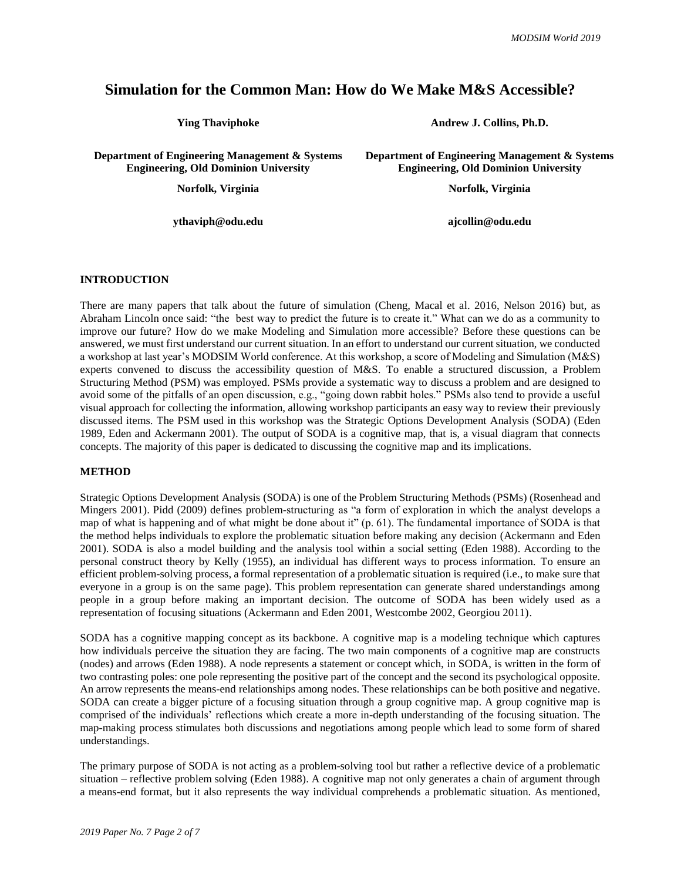# Simulation for the Common Man: How do We Make M&S Accessible?

**Ying Thaviphoke**

**Department of Engineering Management & Systems Engineering, Old Dominion University**

**Norfolk, Virginia**

**ythaviph@odu.edu**

**Andrew J. Collins, Ph.D.**

**Department of Engineering Management & Systems Engineering, Old Dominion University**

**Norfolk, Virginia**

**ajcollin@odu.edu**

## INTRODUCTION

There are many papers that talk about the future of simulation (Cheng, Macal et al. 2016, Nelson 2016) but, as Abraham Lincoln once said: "the best way to predict the future is to create it." What can we do as a community to improve our future? How do we make Modeling and Simulation more accessible? Before these questions can be answered, we must first understand our current situation. In an effort to understand our current situation, we conducted a workshop at last year's MODSIM World conference. At this workshop, a score of Modeling and Simulation (M&S) experts convened to discuss the accessibility question of M&S. To enable a structured discussion, a Problem Structuring Method (PSM) was employed. PSMs provide a systematic way to discuss a problem and are designed to avoid some of the pitfalls of an open discussion, e.g., "going down rabbit holes." PSMs also tend to provide a useful visual approach for collecting the information, allowing workshop participants an easy way to review their previously discussed items. The PSM used in this workshop was the Strategic Options Development Analysis (SODA) (Eden 1989, Eden and Ackermann 2001). The output of SODA is a cognitive map, that is, a visual diagram that connects concepts. The majority of this paper is dedicated to discussing the cognitive map and its implications.

## METHOD

Strategic Options Development Analysis (SODA) is one of the Problem Structuring Methods (PSMs) (Rosenhead and Mingers 2001). Pidd (2009) defines problem-structuring as "a form of exploration in which the analyst develops a map of what is happening and of what might be done about it" (p. 61). The fundamental importance of SODA is that the method helps individuals to explore the problematic situation before making any decision (Ackermann and Eden 2001). SODA is also a model building and the analysis tool within a social setting (Eden 1988). According to the personal construct theory by Kelly (1955), an individual has different ways to process information. To ensure an efficient problem-solving process, a formal representation of a problematic situation is required (i.e., to make sure that everyone in a group is on the same page). This problem representation can generate shared understandings among people in a group before making an important decision. The outcome of SODA has been widely used as a representation of focusing situations (Ackermann and Eden 2001, Westcombe 2002, Georgiou 2011).

SODA has a cognitive mapping concept as its backbone. A cognitive map is a modeling technique which captures how individuals perceive the situation they are facing. The two main components of a cognitive map are constructs (nodes) and arrows (Eden 1988). A node represents a statement or concept which, in SODA, is written in the form of two contrasting poles: one pole representing the positive part of the concept and the second its psychological opposite. An arrow represents the means-end relationships among nodes. These relationships can be both positive and negative. SODA can create a bigger picture of a focusing situation through a group cognitive map. A group cognitive map is comprised of the individuals' reflections which create a more in-depth understanding of the focusing situation. The map-making process stimulates both discussions and negotiations among people which lead to some form of shared understandings.

The primary purpose of SODA is not acting as a problem-solving tool but rather a reflective device of a problematic situation – reflective problem solving (Eden 1988). A cognitive map not only generates a chain of argument through a means-end format, but it also represents the way individual comprehends a problematic situation. As mentioned,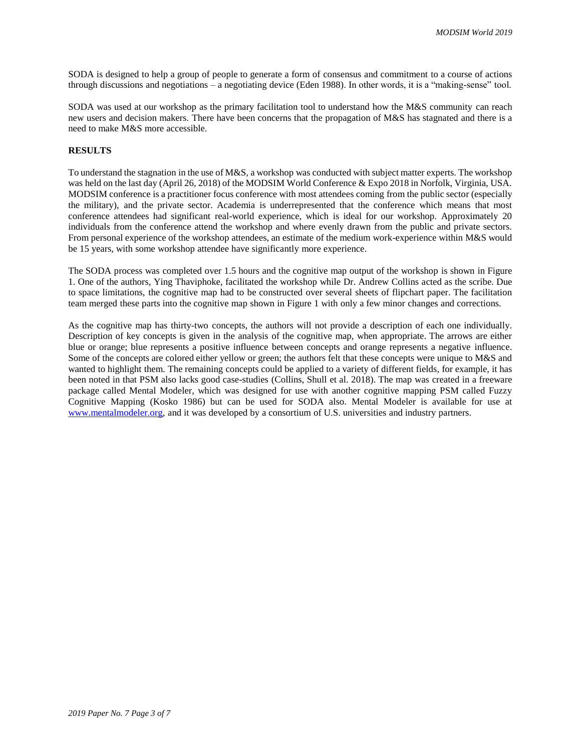SODA is designed to help a group of people to generate a form of consensus and commitment to a course of actions through discussions and negotiations – a negotiating device (Eden 1988). In other words, it is a "making-sense" tool.

SODA was used at our workshop as the primary facilitation tool to understand how the M&S community can reach new users and decision makers. There have been concerns that the propagation of M&S has stagnated and there is a need to make M&S more accessible.

## RESULTS

To understand the stagnation in the use of M&S, a workshop was conducted with subject matter experts. The workshop was held on the last day (April 26, 2018) of the MODSIM World Conference & Expo 2018 in Norfolk, Virginia, USA. MODSIM conference is a practitioner focus conference with most attendees coming from the public sector (especially the military), and the private sector. Academia is underrepresented that the conference which means that most conference attendees had significant real-world experience, which is ideal for our workshop. Approximately 20 individuals from the conference attend the workshop and where evenly drawn from the public and private sectors. From personal experience of the workshop attendees, an estimate of the medium work-experience within M&S would be 15 years, with some workshop attendee have significantly more experience.

The SODA process was completed over 1.5 hours and the cognitive map output of the workshop is shown in Figure 1. One of the authors, Ying Thaviphoke, facilitated the workshop while Dr. Andrew Collins acted as the scribe. Due to space limitations, the cognitive map had to be constructed over several sheets of flipchart paper. The facilitation team merged these parts into the cognitive map shown in Figure 1 with only a few minor changes and corrections.

As the cognitive map has thirty-two concepts, the authors will not provide a description of each one individually. Description of key concepts is given in the analysis of the cognitive map, when appropriate. The arrows are either blue or orange; blue represents a positive influence between concepts and orange represents a negative influence. Some of the concepts are colored either yellow or green; the authors felt that these concepts were unique to M&S and wanted to highlight them. The remaining concepts could be applied to a variety of different fields, for example, it has been noted in that PSM also lacks good case-studies (Collins, Shull et al. 2018). The map was created in a freeware package called Mental Modeler, which was designed for use with another cognitive mapping PSM called Fuzzy Cognitive Mapping (Kosko 1986) but can be used for SODA also. Mental Modeler is available for use at [www.mentalmodeler.org](http://www.mentalmodeler.org), and it was developed by a consortium of U.S. universities and industry partners.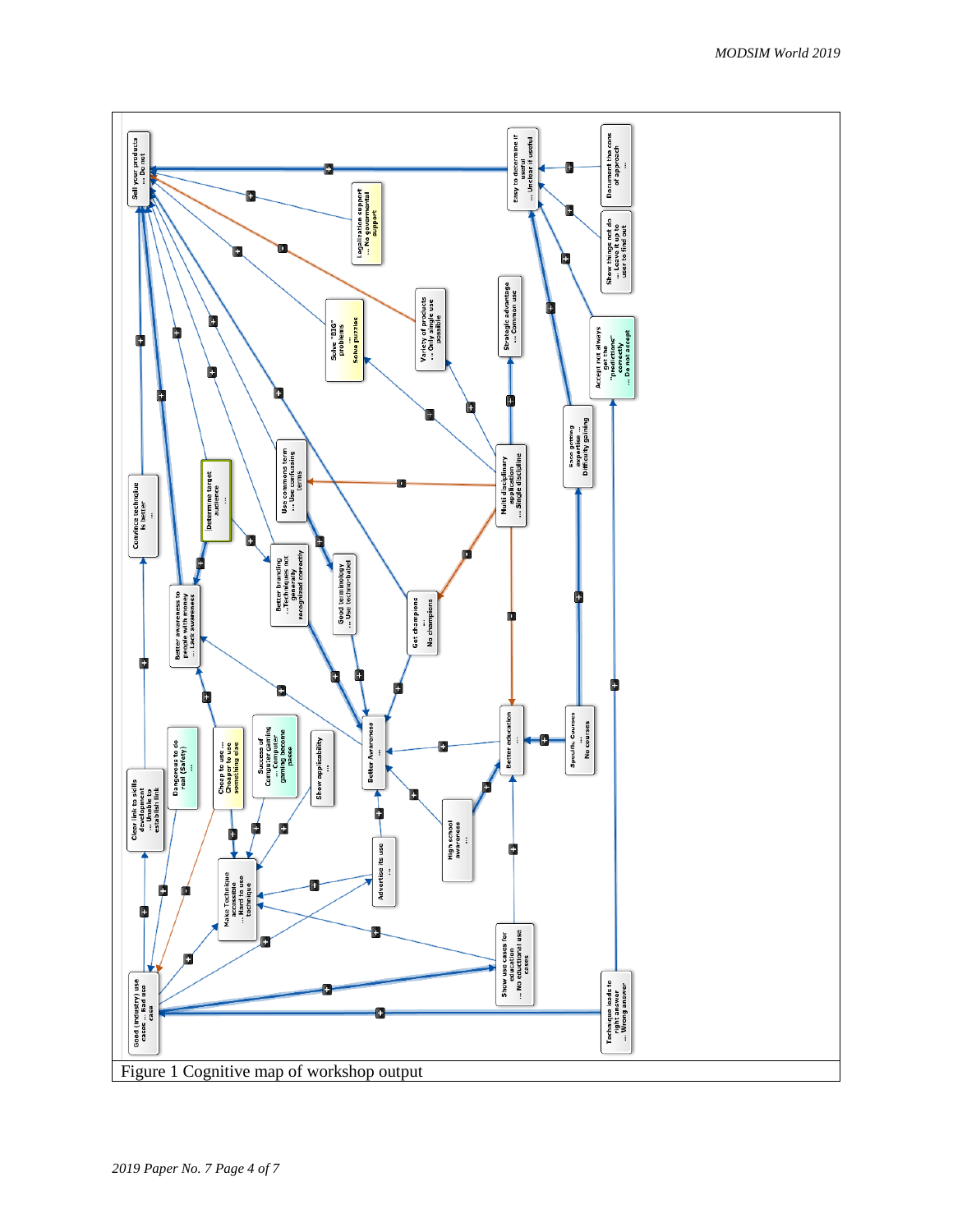Figure 1 Cognitive map of workshop output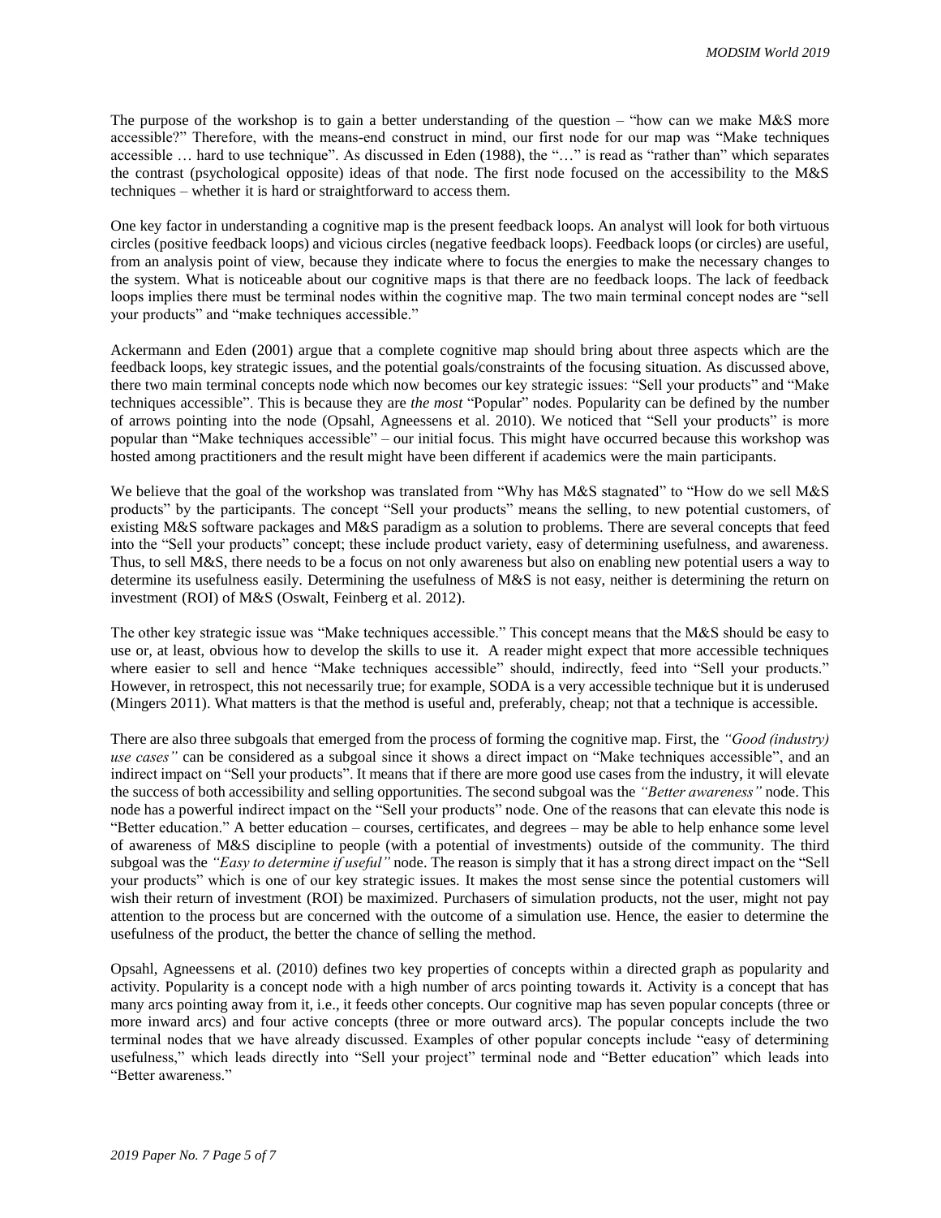The purpose of the workshop is to gain a better understanding of the question – "how can we make M&S more accessible?" Therefore, with the means-end construct in mind, our first node for our map was "Make techniques accessible … hard to use technique". As discussed in Eden (1988), the "…" is read as "rather than" which separates the contrast (psychological opposite) ideas of that node. The first node focused on the accessibility to the M&S techniques – whether it is hard or straightforward to access them.

One key factor in understanding a cognitive map is the present feedback loops. An analyst will look for both virtuous circles (positive feedback loops) and vicious circles (negative feedback loops). Feedback loops (or circles) are useful, from an analysis point of view, because they indicate where to focus the energies to make the necessary changes to the system. What is noticeable about our cognitive maps is that there are no feedback loops. The lack of feedback loops implies there must be terminal nodes within the cognitive map. The two main terminal concept nodes are "sell your products" and "make techniques accessible."

Ackermann and Eden (2001) argue that a complete cognitive map should bring about three aspects which are the feedback loops, key strategic issues, and the potential goals/constraints of the focusing situation. As discussed above, there two main terminal concepts node which now becomes our key strategic issues: "Sell your products" and "Make techniques accessible". This is because they are *the most* "Popular" nodes. Popularity can be defined by the number of arrows pointing into the node (Opsahl, Agneessens et al. 2010). We noticed that "Sell your products" is more popular than "Make techniques accessible" – our initial focus. This might have occurred because this workshop was hosted among practitioners and the result might have been different if academics were the main participants.

We believe that the goal of the workshop was translated from "Why has M&S stagnated" to "How do we sell M&S products" by the participants. The concept "Sell your products" means the selling, to new potential customers, of existing M&S software packages and M&S paradigm as a solution to problems. There are several concepts that feed into the "Sell your products" concept; these include product variety, easy of determining usefulness, and awareness. Thus, to sell M&S, there needs to be a focus on not only awareness but also on enabling new potential users a way to determine its usefulness easily. Determining the usefulness of M&S is not easy, neither is determining the return on investment (ROI) of M&S (Oswalt, Feinberg et al. 2012).

The other key strategic issue was "Make techniques accessible." This concept means that the M&S should be easy to use or, at least, obvious how to develop the skills to use it. A reader might expect that more accessible techniques where easier to sell and hence "Make techniques accessible" should, indirectly, feed into "Sell your products." However, in retrospect, this not necessarily true; for example, SODA is a very accessible technique but it is underused (Mingers 2011). What matters is that the method is useful and, preferably, cheap; not that a technique is accessible.

There are also three subgoals that emerged from the process of forming the cognitive map. First, the *"Good (industry) use cases"* can be considered as a subgoal since it shows a direct impact on "Make techniques accessible", and an indirect impact on "Sell your products". It means that if there are more good use cases from the industry, it will elevate the success of both accessibility and selling opportunities. The second subgoal was the *"Better awareness"* node. This node has a powerful indirect impact on the "Sell your products" node. One of the reasons that can elevate this node is "Better education." A better education – courses, certificates, and degrees – may be able to help enhance some level of awareness of M&S discipline to people (with a potential of investments) outside of the community. The third subgoal was the *"Easy to determine if useful"* node. The reason is simply that it has a strong direct impact on the "Sell your products" which is one of our key strategic issues. It makes the most sense since the potential customers will wish their return of investment (ROI) be maximized. Purchasers of simulation products, not the user, might not pay attention to the process but are concerned with the outcome of a simulation use. Hence, the easier to determine the usefulness of the product, the better the chance of selling the method.

Opsahl, Agneessens et al. (2010) defines two key properties of concepts within a directed graph as popularity and activity. Popularity is a concept node with a high number of arcs pointing towards it. Activity is a concept that has many arcs pointing away from it, i.e., it feeds other concepts. Our cognitive map has seven popular concepts (three or more inward arcs) and four active concepts (three or more outward arcs). The popular concepts include the two terminal nodes that we have already discussed. Examples of other popular concepts include "easy of determining usefulness," which leads directly into "Sell your project" terminal node and "Better education" which leads into "Better awareness."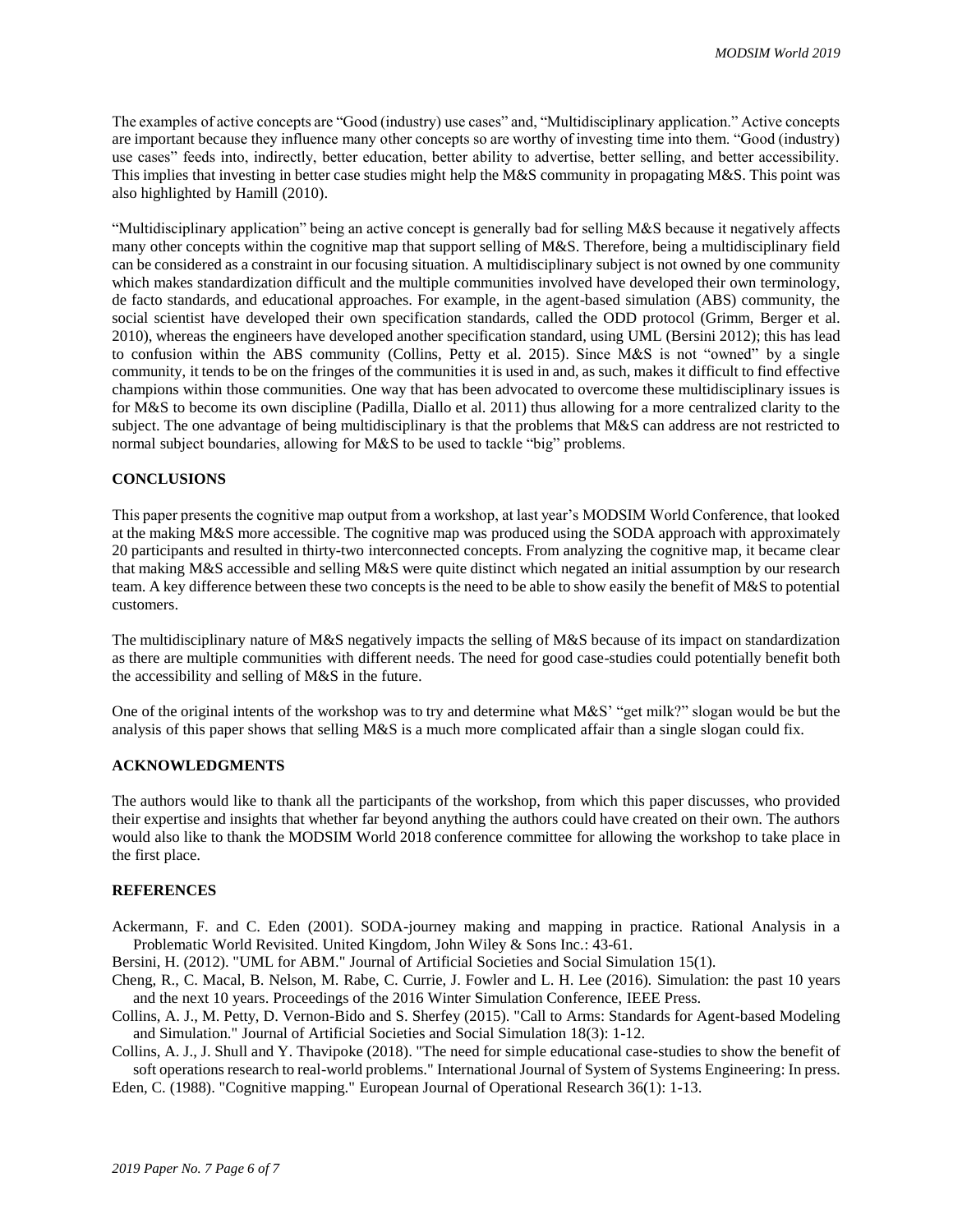The examples of active concepts are “Good (industry) use cases” and, “Multidisciplinary application.” Active concepts are important because they influence many other concepts so are worthy of investing time into them. “Good (industry) use cases” feeds into, indirectly, better education, better ability to advertise, better selling, and better accessibility. This implies that investing in better case studies might help the M&S community in propagating M&S. This point was also highlighted by Hamill (2010).

“Multidisciplinary application” being an active concept is generally bad for selling M&S because it negatively affects many other concepts within the cognitive map that support selling of M&S. Therefore, being a multidisciplinary field can be considered as a constraint in our focusing situation. A multidisciplinary subject is not owned by one community which makes standardization difficult and the multiple communities involved have developed their own terminology, de facto standards, and educational approaches. For example, in the agent-based simulation (ABS) community, the social scientist have developed their own specification standards, called the ODD protocol (Grimm, Berger et al. 2010), whereas the engineers have developed another specification standard, using UML (Bersini 2012); this has lead to confusion within the ABS community (Collins, Petty et al. 2015). Since M&S is not “owned” by a single community, it tends to be on the fringes of the communities it is used in and, as such, makes it difficult to find effective champions within those communities. One way that has been advocated to overcome these multidisciplinary issues is for M&S to become its own discipline (Padilla, Diallo et al. 2011) thus allowing for a more centralized clarity to the subject. The one advantage of being multidisciplinary is that the problems that M&S can address are not restricted to normal subject boundaries, allowing for M&S to be used to tackle “big” problems.

## CONCLUSIONS

This paper presents the cognitive map output from a workshop, at last year’s MODSIM World Conference, that looked at the making M&S more accessible. The cognitive map was produced using the SODA approach with approximately 20 participants and resulted in thirty-two interconnected concepts. From analyzing the cognitive map, it became clear that making M&S accessible and selling M&S were quite distinct which negated an initial assumption by our research team. A key difference between these two concepts is the need to be able to show easily the benefit of M&S to potential customers.

The multidisciplinary nature of M&S negatively impacts the selling of M&S because of its impact on standardization as there are multiple communities with different needs. The need for good case-studies could potentially benefit both the accessibility and selling of M&S in the future.

One of the original intents of the workshop was to try and determine what M&S’ “get milk?” slogan would be but the analysis of this paper shows that selling M&S is a much more complicated affair than a single slogan could fix.

## ACKNOWLEDGMENTS

The authors would like to thank all the participants of the workshop, from which this paper discusses, who provided their expertise and insights that whether far beyond anything the authors could have created on their own. The authors would also like to thank the MODSIM World 2018 conference committee for allowing the workshop to take place in the first place.

## REFERENCES

Ackermann, F. and C. Eden (2001). SODA-journey making and mapping in practice. Rational Analysis in a Problematic World Revisited. United Kingdom, John Wiley & Sons Inc.: 43-61.

Bersini, H. (2012). "UML for ABM." Journal of Artificial Societies and Social Simulation 15(1).

Cheng, R., C. Macal, B. Nelson, M. Rabe, C. Currie, J. Fowler and L. H. Lee (2016). Simulation: the past 10 years and the next 10 years. Proceedings of the 2016 Winter Simulation Conference, IEEE Press.

Collins, A. J., M. Petty, D. Vernon-Bido and S. Sherfey (2015). "Call to Arms: Standards for Agent-based Modeling and Simulation." Journal of Artificial Societies and Social Simulation 18(3): 1-12.

Collins, A. J., J. Shull and Y. Thavipoke (2018). "The need for simple educational case-studies to show the benefit of soft operations research to real-world problems." International Journal of System of Systems Engineering: In press.

Eden, C. (1988). "Cognitive mapping." European Journal of Operational Research 36(1): 1-13.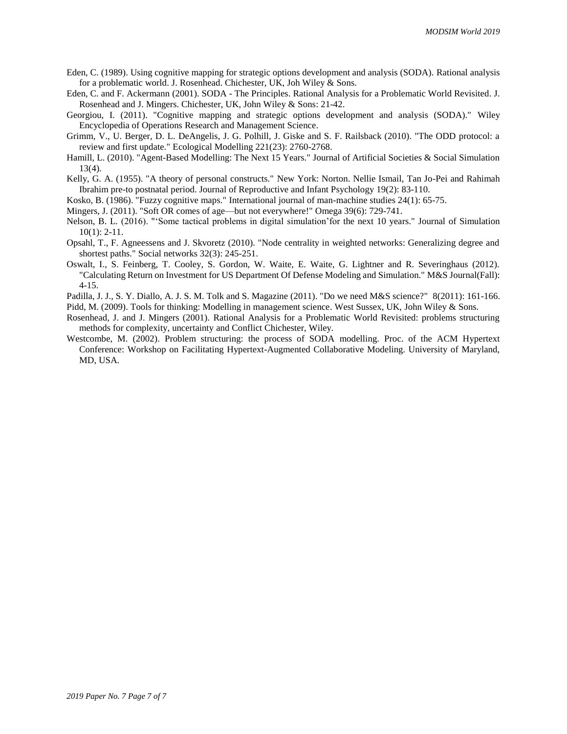Eden, C. (1989). Using cognitive mapping for strategic options development and analysis (SODA). Rational analysis for a problematic world. J. Rosenhead. Chichester, UK, Joh Wiley & Sons.

Eden, C. and F. Ackermann (2001). SODA - The Principles. Rational Analysis for a Problematic World Revisited. J. Rosenhead and J. Mingers. Chichester, UK, John Wiley & Sons: 21-42.

Georgiou, I. (2011). "Cognitive mapping and strategic options development and analysis (SODA)." Wiley Encyclopedia of Operations Research and Management Science.

Grimm, V., U. Berger, D. L. DeAngelis, J. G. Polhill, J. Giske and S. F. Railsback (2010). "The ODD protocol: a review and first update." Ecological Modelling 221(23): 2760-2768.

Hamill, L. (2010). "Agent-Based Modelling: The Next 15 Years." Journal of Artificial Societies & Social Simulation 13(4).

Kelly, G. A. (1955). "A theory of personal constructs." New York: Norton. Nellie Ismail, Tan Jo-Pei and Rahimah Ibrahim pre-to postnatal period. Journal of Reproductive and Infant Psychology 19(2): 83-110.

Kosko, B. (1986). "Fuzzy cognitive maps." International journal of man-machine studies 24(1): 65-75.

Mingers, J. (2011). "Soft OR comes of age—but not everywhere!" Omega 39(6): 729-741.

Nelson, B. L. (2016). "'Some tactical problems in digital simulation'for the next 10 years." Journal of Simulation 10(1): 2-11.

Opsahl, T., F. Agneessens and J. Skvoretz (2010). "Node centrality in weighted networks: Generalizing degree and shortest paths." Social networks 32(3): 245-251.

Oswalt, I., S. Feinberg, T. Cooley, S. Gordon, W. Waite, E. Waite, G. Lightner and R. Severinghaus (2012). "Calculating Return on Investment for US Department Of Defense Modeling and Simulation." M&S Journal(Fall): 4-15.

Padilla, J. J., S. Y. Diallo, A. J. S. M. Tolk and S. Magazine (2011). "Do we need M&S science?" 8(2011): 161-166.

Pidd, M. (2009). Tools for thinking: Modelling in management science. West Sussex, UK, John Wiley & Sons.

Rosenhead, J. and J. Mingers (2001). Rational Analysis for a Problematic World Revisited: problems structuring methods for complexity, uncertainty and Conflict Chichester, Wiley.

Westcombe, M. (2002). Problem structuring: the process of SODA modelling. Proc. of the ACM Hypertext Conference: Workshop on Facilitating Hypertext-Augmented Collaborative Modeling. University of Maryland, MD, USA.